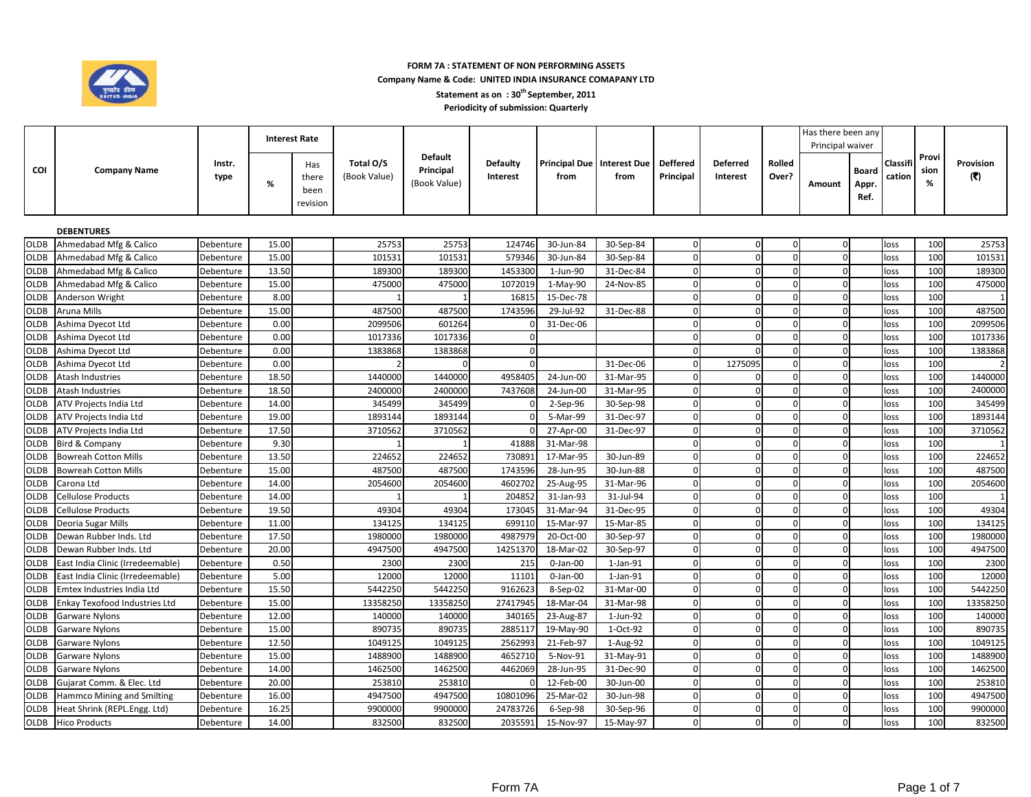**FORM 7A : STATEMENT OF NON PERFORMING ASSETS**

**Company Name & Code: UNITED INDIA INSURANCE COMAPANY LTD**

**Statement as on : 30th September, 2011**

**Periodicity of submission: Quarterly**

| COI | Company Name | Instr. type | Interest Rate | | Total O/S (Book Value) | Default Principal (Book Value) | Defaulty Interest | Principal Due from | Interest Due from | Deffered Principal | Deferred Interest | Rolled Over? | Has there been any Principal waiver | | Classification | Provision % | Provision (₹) |
|---|---|---|---|---|---|---|---|---|---|---|---|---|---|---|---|---|---|
| | | | % | Has there been revision | | | | | | | | | Amount | Board Appr. Ref. | | | |
| | **DEBENTURES** | | | | | | | | | | | | | | | | |
| OLDB | Ahmedabad Mfg & Calico | Debenture | 15.00 | | 25753 | 25753 | 124746 | 30-Jun-84 | 30-Sep-84 | 0 | 0 | 0 | 0 | | loss | 100 | 25753 |
| OLDB | Ahmedabad Mfg & Calico | Debenture | 15.00 | | 101531 | 101531 | 579346 | 30-Jun-84 | 30-Sep-84 | 0 | 0 | 0 | 0 | | loss | 100 | 101531 |
| OLDB | Ahmedabad Mfg & Calico | Debenture | 13.50 | | 189300 | 189300 | 1453300 | 1-Jun-90 | 31-Dec-84 | 0 | 0 | 0 | 0 | | loss | 100 | 189300 |
| OLDB | Ahmedabad Mfg & Calico | Debenture | 15.00 | | 475000 | 475000 | 1072019 | 1-May-90 | 24-Nov-85 | 0 | 0 | 0 | 0 | | loss | 100 | 475000 |
| OLDB | Anderson Wright | Debenture | 8.00 | | 1 | 1 | 16815 | 15-Dec-78 | | 0 | 0 | 0 | 0 | | loss | 100 | 1 |
| OLDB | Aruna Mills | Debenture | 15.00 | | 487500 | 487500 | 1743596 | 29-Jul-92 | 31-Dec-88 | 0 | 0 | 0 | 0 | | loss | 100 | 487500 |
| OLDB | Ashima Dyecot Ltd | Debenture | 0.00 | | 2099506 | 601264 | 0 | 31-Dec-06 | | 0 | 0 | 0 | 0 | | loss | 100 | 2099506 |
| OLDB | Ashima Dyecot Ltd | Debenture | 0.00 | | 1017336 | 1017336 | 0 | | | 0 | 0 | 0 | 0 | | loss | 100 | 1017336 |
| OLDB | Ashima Dyecot Ltd | Debenture | 0.00 | | 1383868 | 1383868 | 0 | | | 0 | 0 | 0 | 0 | | loss | 100 | 1383868 |
| OLDB | Ashima Dyecot Ltd | Debenture | 0.00 | | 2 | 0 | 0 | | 31-Dec-06 | 0 | 1275095 | 0 | 0 | | loss | 100 | 2 |
| OLDB | Atash Industries | Debenture | 18.50 | | 1440000 | 1440000 | 4958405 | 24-Jun-00 | 31-Mar-95 | 0 | 0 | 0 | 0 | | loss | 100 | 1440000 |
| OLDB | Atash Industries | Debenture | 18.50 | | 2400000 | 2400000 | 7437608 | 24-Jun-00 | 31-Mar-95 | 0 | 0 | 0 | 0 | | loss | 100 | 2400000 |
| OLDB | ATV Projects India Ltd | Debenture | 14.00 | | 345499 | 345499 | 0 | 2-Sep-96 | 30-Sep-98 | 0 | 0 | 0 | 0 | | loss | 100 | 345499 |
| OLDB | ATV Projects India Ltd | Debenture | 19.00 | | 1893144 | 1893144 | 0 | 5-Mar-99 | 31-Dec-97 | 0 | 0 | 0 | 0 | | loss | 100 | 1893144 |
| OLDB | ATV Projects India Ltd | Debenture | 17.50 | | 3710562 | 3710562 | 0 | 27-Apr-00 | 31-Dec-97 | 0 | 0 | 0 | 0 | | loss | 100 | 3710562 |
| OLDB | Bird & Company | Debenture | 9.30 | | 1 | 1 | 41888 | 31-Mar-98 | | 0 | 0 | 0 | 0 | | loss | 100 | 1 |
| OLDB | Bowreah Cotton Mills | Debenture | 13.50 | | 224652 | 224652 | 730891 | 17-Mar-95 | 30-Jun-89 | 0 | 0 | 0 | 0 | | loss | 100 | 224652 |
| OLDB | Bowreah Cotton Mills | Debenture | 15.00 | | 487500 | 487500 | 1743596 | 28-Jun-95 | 30-Jun-88 | 0 | 0 | 0 | 0 | | loss | 100 | 487500 |
| OLDB | Carona Ltd | Debenture | 14.00 | | 2054600 | 2054600 | 4602702 | 25-Aug-95 | 31-Mar-96 | 0 | 0 | 0 | 0 | | loss | 100 | 2054600 |
| OLDB | Cellulose Products | Debenture | 14.00 | | 1 | 1 | 204852 | 31-Jan-93 | 31-Jul-94 | 0 | 0 | 0 | 0 | | loss | 100 | 1 |
| OLDB | Cellulose Products | Debenture | 19.50 | | 49304 | 49304 | 173045 | 31-Mar-94 | 31-Dec-95 | 0 | 0 | 0 | 0 | | loss | 100 | 49304 |
| OLDB | Deoria Sugar Mills | Debenture | 11.00 | | 134125 | 134125 | 699110 | 15-Mar-97 | 15-Mar-85 | 0 | 0 | 0 | 0 | | loss | 100 | 134125 |
| OLDB | Dewan Rubber Inds. Ltd | Debenture | 17.50 | | 1980000 | 1980000 | 4987979 | 20-Oct-00 | 30-Sep-97 | 0 | 0 | 0 | 0 | | loss | 100 | 1980000 |
| OLDB | Dewan Rubber Inds. Ltd | Debenture | 20.00 | | 4947500 | 4947500 | 14251370 | 18-Mar-02 | 30-Sep-97 | 0 | 0 | 0 | 0 | | loss | 100 | 4947500 |
| OLDB | East India Clinic (Irredeemable) | Debenture | 0.50 | | 2300 | 2300 | 215 | 0-Jan-00 | 1-Jan-91 | 0 | 0 | 0 | 0 | | loss | 100 | 2300 |
| OLDB | East India Clinic (Irredeemable) | Debenture | 5.00 | | 12000 | 12000 | 11101 | 0-Jan-00 | 1-Jan-91 | 0 | 0 | 0 | 0 | | loss | 100 | 12000 |
| OLDB | Emtex Industries India Ltd | Debenture | 15.50 | | 5442250 | 5442250 | 9162623 | 8-Sep-02 | 31-Mar-00 | 0 | 0 | 0 | 0 | | loss | 100 | 5442250 |
| OLDB | Enkay Texofood Industries Ltd | Debenture | 15.00 | | 13358250 | 13358250 | 27417945 | 18-Mar-04 | 31-Mar-98 | 0 | 0 | 0 | 0 | | loss | 100 | 13358250 |
| OLDB | Garware Nylons | Debenture | 12.00 | | 140000 | 140000 | 340165 | 23-Aug-87 | 1-Jun-92 | 0 | 0 | 0 | 0 | | loss | 100 | 140000 |
| OLDB | Garware Nylons | Debenture | 15.00 | | 890735 | 890735 | 2885117 | 19-May-90 | 1-Oct-92 | 0 | 0 | 0 | 0 | | loss | 100 | 890735 |
| OLDB | Garware Nylons | Debenture | 12.50 | | 1049125 | 1049125 | 2562993 | 21-Feb-97 | 1-Aug-92 | 0 | 0 | 0 | 0 | | loss | 100 | 1049125 |
| OLDB | Garware Nylons | Debenture | 15.00 | | 1488900 | 1488900 | 4652710 | 5-Nov-91 | 31-May-91 | 0 | 0 | 0 | 0 | | loss | 100 | 1488900 |
| OLDB | Garware Nylons | Debenture | 14.00 | | 1462500 | 1462500 | 4462069 | 28-Jun-95 | 31-Dec-90 | 0 | 0 | 0 | 0 | | loss | 100 | 1462500 |
| OLDB | Gujarat Comm. & Elec. Ltd | Debenture | 20.00 | | 253810 | 253810 | 0 | 12-Feb-00 | 30-Jun-00 | 0 | 0 | 0 | 0 | | loss | 100 | 253810 |
| OLDB | Hammco Mining and Smilting | Debenture | 16.00 | | 4947500 | 4947500 | 10801096 | 25-Mar-02 | 30-Jun-98 | 0 | 0 | 0 | 0 | | loss | 100 | 4947500 |
| OLDB | Heat Shrink (REPL.Engg. Ltd) | Debenture | 16.25 | | 9900000 | 9900000 | 24783726 | 6-Sep-98 | 30-Sep-96 | 0 | 0 | 0 | 0 | | loss | 100 | 9900000 |
| OLDB | Hico Products | Debenture | 14.00 | | 832500 | 832500 | 2035591 | 15-Nov-97 | 15-May-97 | 0 | 0 | 0 | 0 | | loss | 100 | 832500 |

Form 7A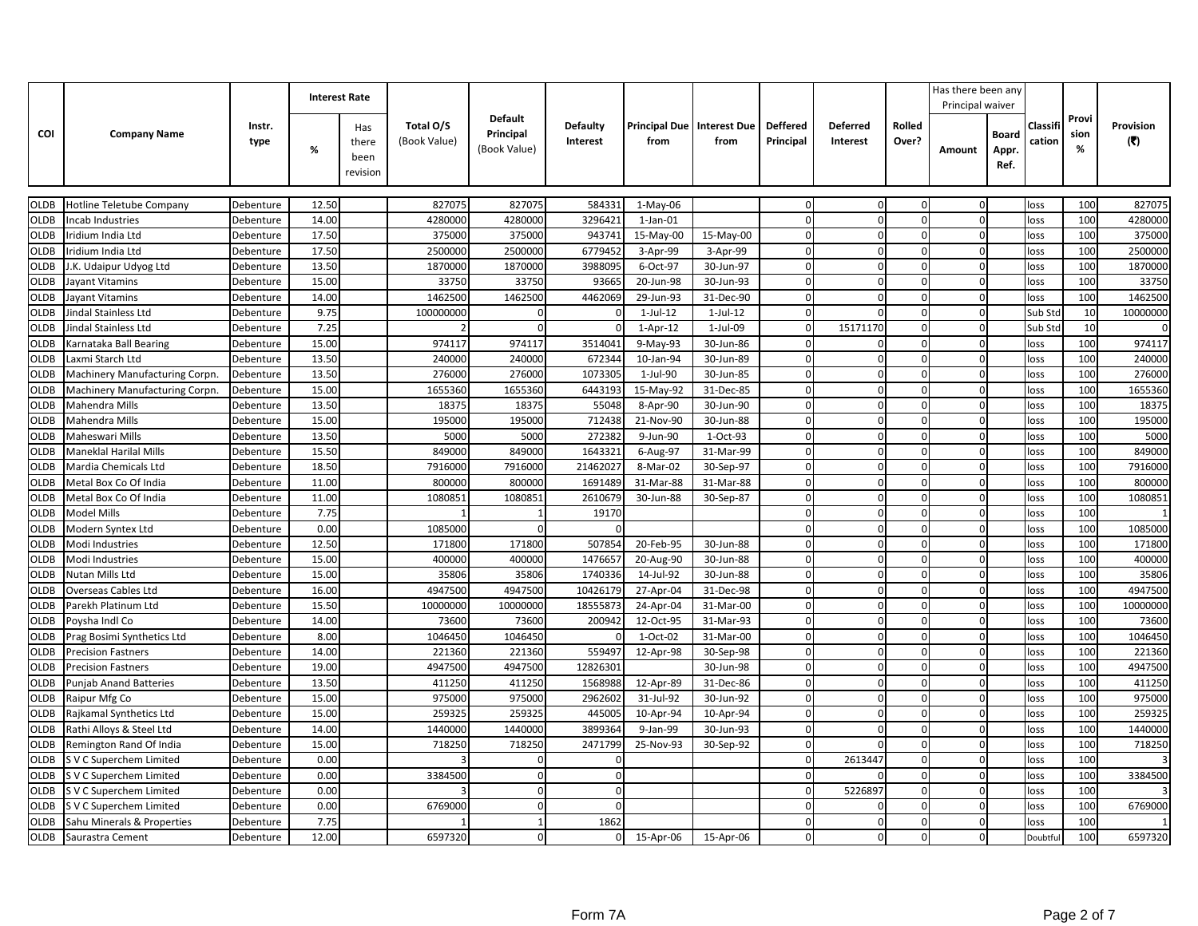| COI | Company Name | Instr. type | Interest Rate | | Total O/S (Book Value) | Default Principal (Book Value) | Defaulty Interest | Principal Due from | Interest Due from | Deffered Principal | Deferred Interest | Rolled Over? | Has there been any Principal waiver | | Classification | Provision % | Provision (₹) |
|---|---|---|---|---|---|---|---|---|---|---|---|---|---|---|---|---|---|
| | | | % | Has there been revision | | | | | | | | | Amount | Board Appr. Ref. | | | |
| OLDB | Hotline Teletube Company | Debenture | 12.50 | | 827075 | 827075 | 584331 | 1-May-06 | | 0 | 0 | 0 | 0 | | loss | 100 | 827075 |
| OLDB | Incab Industries | Debenture | 14.00 | | 4280000 | 4280000 | 3296421 | 1-Jan-01 | | 0 | 0 | 0 | 0 | | loss | 100 | 4280000 |
| OLDB | Iridium India Ltd | Debenture | 17.50 | | 375000 | 375000 | 943741 | 15-May-00 | 15-May-00 | 0 | 0 | 0 | 0 | | loss | 100 | 375000 |
| OLDB | Iridium India Ltd | Debenture | 17.50 | | 2500000 | 2500000 | 6779452 | 3-Apr-99 | 3-Apr-99 | 0 | 0 | 0 | 0 | | loss | 100 | 2500000 |
| OLDB | J.K. Udaipur Udyog Ltd | Debenture | 13.50 | | 1870000 | 1870000 | 3988095 | 6-Oct-97 | 30-Jun-97 | 0 | 0 | 0 | 0 | | loss | 100 | 1870000 |
| OLDB | Jayant Vitamins | Debenture | 15.00 | | 33750 | 33750 | 93665 | 20-Jun-98 | 30-Jun-93 | 0 | 0 | 0 | 0 | | loss | 100 | 33750 |
| OLDB | Jayant Vitamins | Debenture | 14.00 | | 1462500 | 1462500 | 4462069 | 29-Jun-93 | 31-Dec-90 | 0 | 0 | 0 | 0 | | loss | 100 | 1462500 |
| OLDB | Jindal Stainless Ltd | Debenture | 9.75 | | 100000000 | 0 | 0 | 1-Jul-12 | 1-Jul-12 | 0 | 0 | 0 | 0 | | Sub Std | 10 | 10000000 |
| OLDB | Jindal Stainless Ltd | Debenture | 7.25 | | 2 | 0 | 0 | 1-Apr-12 | 1-Jul-09 | 0 | 15171170 | 0 | 0 | | Sub Std | 10 | 0 |
| OLDB | Karnataka Ball Bearing | Debenture | 15.00 | | 974117 | 974117 | 3514041 | 9-May-93 | 30-Jun-86 | 0 | 0 | 0 | 0 | | loss | 100 | 974117 |
| OLDB | Laxmi Starch Ltd | Debenture | 13.50 | | 240000 | 240000 | 672344 | 10-Jan-94 | 30-Jun-89 | 0 | 0 | 0 | 0 | | loss | 100 | 240000 |
| OLDB | Machinery Manufacturing Corpn. | Debenture | 13.50 | | 276000 | 276000 | 1073305 | 1-Jul-90 | 30-Jun-85 | 0 | 0 | 0 | 0 | | loss | 100 | 276000 |
| OLDB | Machinery Manufacturing Corpn. | Debenture | 15.00 | | 1655360 | 1655360 | 6443193 | 15-May-92 | 31-Dec-85 | 0 | 0 | 0 | 0 | | loss | 100 | 1655360 |
| OLDB | Mahendra Mills | Debenture | 13.50 | | 18375 | 18375 | 55048 | 8-Apr-90 | 30-Jun-90 | 0 | 0 | 0 | 0 | | loss | 100 | 18375 |
| OLDB | Mahendra Mills | Debenture | 15.00 | | 195000 | 195000 | 712438 | 21-Nov-90 | 30-Jun-88 | 0 | 0 | 0 | 0 | | loss | 100 | 195000 |
| OLDB | Maheswari Mills | Debenture | 13.50 | | 5000 | 5000 | 272382 | 9-Jun-90 | 1-Oct-93 | 0 | 0 | 0 | 0 | | loss | 100 | 5000 |
| OLDB | Maneklal Harilal Mills | Debenture | 15.50 | | 849000 | 849000 | 1643321 | 6-Aug-97 | 31-Mar-99 | 0 | 0 | 0 | 0 | | loss | 100 | 849000 |
| OLDB | Mardia Chemicals Ltd | Debenture | 18.50 | | 7916000 | 7916000 | 21462027 | 8-Mar-02 | 30-Sep-97 | 0 | 0 | 0 | 0 | | loss | 100 | 7916000 |
| OLDB | Metal Box Co Of India | Debenture | 11.00 | | 800000 | 800000 | 1691489 | 31-Mar-88 | 31-Mar-88 | 0 | 0 | 0 | 0 | | loss | 100 | 800000 |
| OLDB | Metal Box Co Of India | Debenture | 11.00 | | 1080851 | 1080851 | 2610679 | 30-Jun-88 | 30-Sep-87 | 0 | 0 | 0 | 0 | | loss | 100 | 1080851 |
| OLDB | Model Mills | Debenture | 7.75 | | 1 | 1 | 19170 | | | 0 | 0 | 0 | 0 | | loss | 100 | 1 |
| OLDB | Modern Syntex Ltd | Debenture | 0.00 | | 1085000 | 0 | 0 | | | 0 | 0 | 0 | 0 | | loss | 100 | 1085000 |
| OLDB | Modi Industries | Debenture | 12.50 | | 171800 | 171800 | 507854 | 20-Feb-95 | 30-Jun-88 | 0 | 0 | 0 | 0 | | loss | 100 | 171800 |
| OLDB | Modi Industries | Debenture | 15.00 | | 400000 | 400000 | 1476657 | 20-Aug-90 | 30-Jun-88 | 0 | 0 | 0 | 0 | | loss | 100 | 400000 |
| OLDB | Nutan Mills Ltd | Debenture | 15.00 | | 35806 | 35806 | 1740336 | 14-Jul-92 | 30-Jun-88 | 0 | 0 | 0 | 0 | | loss | 100 | 35806 |
| OLDB | Overseas Cables Ltd | Debenture | 16.00 | | 4947500 | 4947500 | 10426179 | 27-Apr-04 | 31-Dec-98 | 0 | 0 | 0 | 0 | | loss | 100 | 4947500 |
| OLDB | Parekh Platinum Ltd | Debenture | 15.50 | | 10000000 | 10000000 | 18555873 | 24-Apr-04 | 31-Mar-00 | 0 | 0 | 0 | 0 | | loss | 100 | 10000000 |
| OLDB | Poysha Indl Co | Debenture | 14.00 | | 73600 | 73600 | 200942 | 12-Oct-95 | 31-Mar-93 | 0 | 0 | 0 | 0 | | loss | 100 | 73600 |
| OLDB | Prag Bosimi Synthetics Ltd | Debenture | 8.00 | | 1046450 | 1046450 | 0 | 1-Oct-02 | 31-Mar-00 | 0 | 0 | 0 | 0 | | loss | 100 | 1046450 |
| OLDB | Precision Fastners | Debenture | 14.00 | | 221360 | 221360 | 559497 | 12-Apr-98 | 30-Sep-98 | 0 | 0 | 0 | 0 | | loss | 100 | 221360 |
| OLDB | Precision Fastners | Debenture | 19.00 | | 4947500 | 4947500 | 12826301 | | 30-Jun-98 | 0 | 0 | 0 | 0 | | loss | 100 | 4947500 |
| OLDB | Punjab Anand Batteries | Debenture | 13.50 | | 411250 | 411250 | 1568988 | 12-Apr-89 | 31-Dec-86 | 0 | 0 | 0 | 0 | | loss | 100 | 411250 |
| OLDB | Raipur Mfg Co | Debenture | 15.00 | | 975000 | 975000 | 2962602 | 31-Jul-92 | 30-Jun-92 | 0 | 0 | 0 | 0 | | loss | 100 | 975000 |
| OLDB | Rajkamal Synthetics Ltd | Debenture | 15.00 | | 259325 | 259325 | 445005 | 10-Apr-94 | 10-Apr-94 | 0 | 0 | 0 | 0 | | loss | 100 | 259325 |
| OLDB | Rathi Alloys & Steel Ltd | Debenture | 14.00 | | 1440000 | 1440000 | 3899364 | 9-Jan-99 | 30-Jun-93 | 0 | 0 | 0 | 0 | | loss | 100 | 1440000 |
| OLDB | Remington Rand Of India | Debenture | 15.00 | | 718250 | 718250 | 2471799 | 25-Nov-93 | 30-Sep-92 | 0 | 0 | 0 | 0 | | loss | 100 | 718250 |
| OLDB | S V C Superchem Limited | Debenture | 0.00 | | 3 | 0 | 0 | | | 0 | 2613447 | 0 | 0 | | loss | 100 | 3 |
| OLDB | S V C Superchem Limited | Debenture | 0.00 | | 3384500 | 0 | 0 | | | 0 | 0 | 0 | 0 | | loss | 100 | 3384500 |
| OLDB | S V C Superchem Limited | Debenture | 0.00 | | 3 | 0 | 0 | | | 0 | 5226897 | 0 | 0 | | loss | 100 | 3 |
| OLDB | S V C Superchem Limited | Debenture | 0.00 | | 6769000 | 0 | 0 | | | 0 | 0 | 0 | 0 | | loss | 100 | 6769000 |
| OLDB | Sahu Minerals & Properties | Debenture | 7.75 | | 1 | 1 | 1862 | | | 0 | 0 | 0 | 0 | | loss | 100 | 1 |
| OLDB | Saurastra Cement | Debenture | 12.00 | | 6597320 | 0 | 0 | 15-Apr-06 | 15-Apr-06 | 0 | 0 | 0 | 0 | | Doubtful | 100 | 6597320 |

Form 7A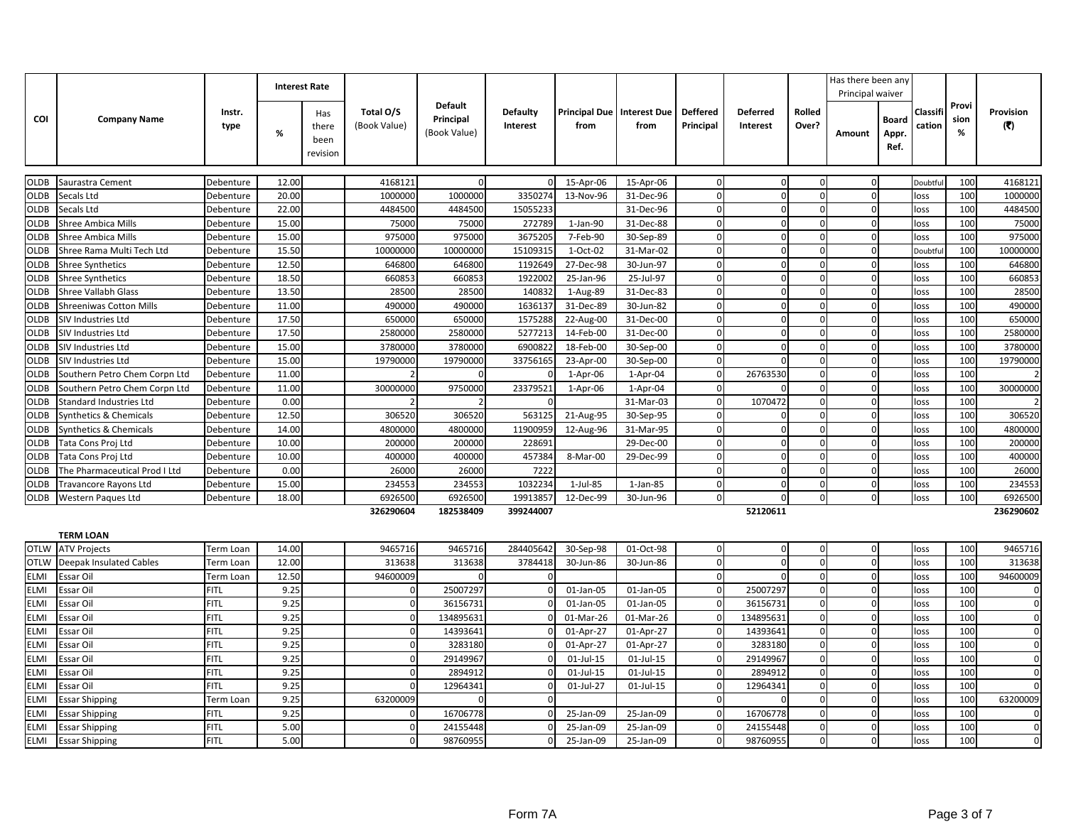| COI | Company Name | Instr. type | Interest Rate | | Total O/S (Book Value) | Default Principal (Book Value) | Defaulty Interest | Principal Due from | Interest Due from | Deffered Principal | Deferred Interest | Rolled Over? | Has there been any Principal waiver | | Classification | Provision % | Provision (₹) |
|---|---|---|---|---|---|---|---|---|---|---|---|---|---|---|---|---|---|
| | | | % | Has there been revision | | | | | | | | | Amount | Board Appr. Ref. | | | |
| OLDB | Saurastra Cement | Debenture | 12.00 | | 4168121 | 0 | 0 | 15-Apr-06 | 15-Apr-06 | 0 | 0 | 0 | 0 | | Doubtful | 100 | 4168121 |
| OLDB | Secals Ltd | Debenture | 20.00 | | 1000000 | 1000000 | 3350274 | 13-Nov-96 | 31-Dec-96 | 0 | 0 | 0 | 0 | | loss | 100 | 1000000 |
| OLDB | Secals Ltd | Debenture | 22.00 | | 4484500 | 4484500 | 15055233 | | 31-Dec-96 | 0 | 0 | 0 | 0 | | loss | 100 | 4484500 |
| OLDB | Shree Ambica Mills | Debenture | 15.00 | | 75000 | 75000 | 272789 | 1-Jan-90 | 31-Dec-88 | 0 | 0 | 0 | 0 | | loss | 100 | 75000 |
| OLDB | Shree Ambica Mills | Debenture | 15.00 | | 975000 | 975000 | 3675205 | 7-Feb-90 | 30-Sep-89 | 0 | 0 | 0 | 0 | | loss | 100 | 975000 |
| OLDB | Shree Rama Multi Tech Ltd | Debenture | 15.50 | | 10000000 | 10000000 | 15109315 | 1-Oct-02 | 31-Mar-02 | 0 | 0 | 0 | 0 | | Doubtful | 100 | 10000000 |
| OLDB | Shree Synthetics | Debenture | 12.50 | | 646800 | 646800 | 1192649 | 27-Dec-98 | 30-Jun-97 | 0 | 0 | 0 | 0 | | loss | 100 | 646800 |
| OLDB | Shree Synthetics | Debenture | 18.50 | | 660853 | 660853 | 1922002 | 25-Jan-96 | 25-Jul-97 | 0 | 0 | 0 | 0 | | loss | 100 | 660853 |
| OLDB | Shree Vallabh Glass | Debenture | 13.50 | | 28500 | 28500 | 140832 | 1-Aug-89 | 31-Dec-83 | 0 | 0 | 0 | 0 | | loss | 100 | 28500 |
| OLDB | Shreeniwas Cotton Mills | Debenture | 11.00 | | 490000 | 490000 | 1636137 | 31-Dec-89 | 30-Jun-82 | 0 | 0 | 0 | 0 | | loss | 100 | 490000 |
| OLDB | SIV Industries Ltd | Debenture | 17.50 | | 650000 | 650000 | 1575288 | 22-Aug-00 | 31-Dec-00 | 0 | 0 | 0 | 0 | | loss | 100 | 650000 |
| OLDB | SIV Industries Ltd | Debenture | 17.50 | | 2580000 | 2580000 | 5277213 | 14-Feb-00 | 31-Dec-00 | 0 | 0 | 0 | 0 | | loss | 100 | 2580000 |
| OLDB | SIV Industries Ltd | Debenture | 15.00 | | 3780000 | 3780000 | 6900822 | 18-Feb-00 | 30-Sep-00 | 0 | 0 | 0 | 0 | | loss | 100 | 3780000 |
| OLDB | SIV Industries Ltd | Debenture | 15.00 | | 19790000 | 19790000 | 33756165 | 23-Apr-00 | 30-Sep-00 | 0 | 0 | 0 | 0 | | loss | 100 | 19790000 |
| OLDB | Southern Petro Chem Corpn Ltd | Debenture | 11.00 | | 2 | 0 | 0 | 1-Apr-06 | 1-Apr-04 | 0 | 26763530 | 0 | 0 | | loss | 100 | 2 |
| OLDB | Southern Petro Chem Corpn Ltd | Debenture | 11.00 | | 30000000 | 9750000 | 23379521 | 1-Apr-06 | 1-Apr-04 | 0 | 0 | 0 | 0 | | loss | 100 | 30000000 |
| OLDB | Standard Industries Ltd | Debenture | 0.00 | | 2 | 2 | 0 | | 31-Mar-03 | 0 | 1070472 | 0 | 0 | | loss | 100 | 2 |
| OLDB | Synthetics & Chemicals | Debenture | 12.50 | | 306520 | 306520 | 563125 | 21-Aug-95 | 30-Sep-95 | 0 | 0 | 0 | 0 | | loss | 100 | 306520 |
| OLDB | Synthetics & Chemicals | Debenture | 14.00 | | 4800000 | 4800000 | 11900959 | 12-Aug-96 | 31-Mar-95 | 0 | 0 | 0 | 0 | | loss | 100 | 4800000 |
| OLDB | Tata Cons Proj Ltd | Debenture | 10.00 | | 200000 | 200000 | 228691 | | 29-Dec-00 | 0 | 0 | 0 | 0 | | loss | 100 | 200000 |
| OLDB | Tata Cons Proj Ltd | Debenture | 10.00 | | 400000 | 400000 | 457384 | 8-Mar-00 | 29-Dec-99 | 0 | 0 | 0 | 0 | | loss | 100 | 400000 |
| OLDB | The Pharmaceutical Prod I Ltd | Debenture | 0.00 | | 26000 | 26000 | 7222 | | | 0 | 0 | 0 | 0 | | loss | 100 | 26000 |
| OLDB | Travancore Rayons Ltd | Debenture | 15.00 | | 234553 | 234553 | 1032234 | 1-Jul-85 | 1-Jan-85 | 0 | 0 | 0 | 0 | | loss | 100 | 234553 |
| OLDB | Western Paques Ltd | Debenture | 18.00 | | 6926500 | 6926500 | 19913857 | 12-Dec-99 | 30-Jun-96 | 0 | 0 | 0 | 0 | | loss | 100 | 6926500 |
| | | | | | **326290604** | **182538409** | **399244007** | | | | **52120611** | | | | | | **236290602** |
| | **TERM LOAN** | | | | | | | | | | | | | | | | |
| OTLW | ATV Projects | Term Loan | 14.00 | | 9465716 | 9465716 | 284405642 | 30-Sep-98 | 01-Oct-98 | 0 | 0 | 0 | 0 | | loss | 100 | 9465716 |
| OTLW | Deepak Insulated Cables | Term Loan | 12.00 | | 313638 | 313638 | 3784418 | 30-Jun-86 | 30-Jun-86 | 0 | 0 | 0 | 0 | | loss | 100 | 313638 |
| ELMI | Essar Oil | Term Loan | 12.50 | | 94600009 | 0 | 0 | | | 0 | 0 | 0 | 0 | | loss | 100 | 94600009 |
| ELMI | Essar Oil | FITL | 9.25 | | 0 | 25007297 | 0 | 01-Jan-05 | 01-Jan-05 | 0 | 25007297 | 0 | 0 | | loss | 100 | 0 |
| ELMI | Essar Oil | FITL | 9.25 | | 0 | 36156731 | 0 | 01-Jan-05 | 01-Jan-05 | 0 | 36156731 | 0 | 0 | | loss | 100 | 0 |
| ELMI | Essar Oil | FITL | 9.25 | | 0 | 134895631 | 0 | 01-Mar-26 | 01-Mar-26 | 0 | 134895631 | 0 | 0 | | loss | 100 | 0 |
| ELMI | Essar Oil | FITL | 9.25 | | 0 | 14393641 | 0 | 01-Apr-27 | 01-Apr-27 | 0 | 14393641 | 0 | 0 | | loss | 100 | 0 |
| ELMI | Essar Oil | FITL | 9.25 | | 0 | 3283180 | 0 | 01-Apr-27 | 01-Apr-27 | 0 | 3283180 | 0 | 0 | | loss | 100 | 0 |
| ELMI | Essar Oil | FITL | 9.25 | | 0 | 29149967 | 0 | 01-Jul-15 | 01-Jul-15 | 0 | 29149967 | 0 | 0 | | loss | 100 | 0 |
| ELMI | Essar Oil | FITL | 9.25 | | 0 | 2894912 | 0 | 01-Jul-15 | 01-Jul-15 | 0 | 2894912 | 0 | 0 | | loss | 100 | 0 |
| ELMI | Essar Oil | FITL | 9.25 | | 0 | 12964341 | 0 | 01-Jul-27 | 01-Jul-15 | 0 | 12964341 | 0 | 0 | | loss | 100 | 0 |
| ELMI | Essar Shipping | Term Loan | 9.25 | | 63200009 | 0 | 0 | | | 0 | 0 | 0 | 0 | | loss | 100 | 63200009 |
| ELMI | Essar Shipping | FITL | 9.25 | | 0 | 16706778 | 0 | 25-Jan-09 | 25-Jan-09 | 0 | 16706778 | 0 | 0 | | loss | 100 | 0 |
| ELMI | Essar Shipping | FITL | 5.00 | | 0 | 24155448 | 0 | 25-Jan-09 | 25-Jan-09 | 0 | 24155448 | 0 | 0 | | loss | 100 | 0 |
| ELMI | Essar Shipping | FITL | 5.00 | | 0 | 98760955 | 0 | 25-Jan-09 | 25-Jan-09 | 0 | 98760955 | 0 | 0 | | loss | 100 | 0 |

Form 7A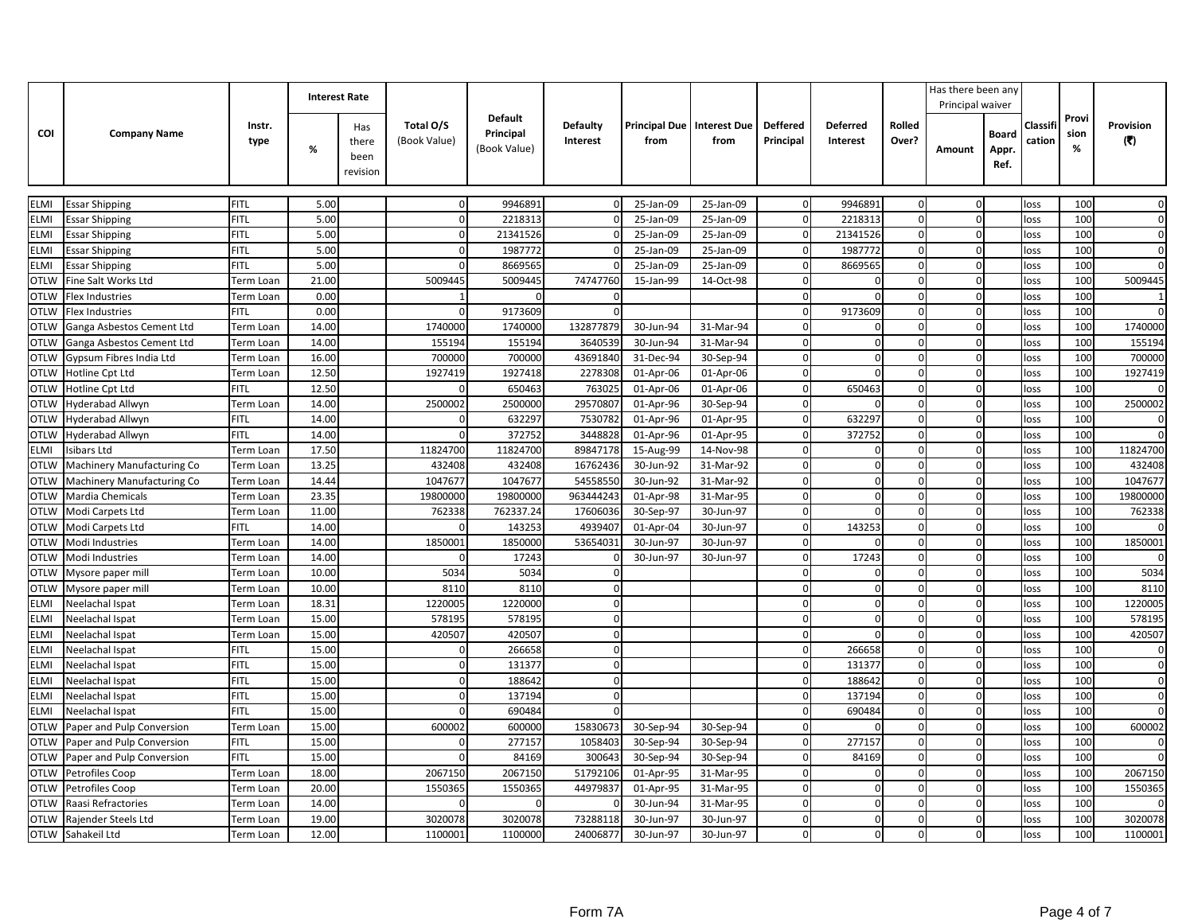| COI | Company Name | Instr. type | Interest Rate | | Total O/S (Book Value) | Default Principal (Book Value) | Defaulty Interest | Principal Due from | Interest Due from | Deffered Principal | Deferred Interest | Rolled Over? | Has there been any Principal waiver | | Classification | Provision % | Provision (₹) |
|---|---|---|---|---|---|---|---|---|---|---|---|---|---|---|---|---|---|
| | | | % | Has there been revision | | | | | | | | | Amount | Board Appr. Ref. | | | |
| ELMI | Essar Shipping | FITL | 5.00 | | 0 | 9946891 | 0 | 25-Jan-09 | 25-Jan-09 | 0 | 9946891 | 0 | 0 | | loss | 100 | 0 |
| ELMI | Essar Shipping | FITL | 5.00 | | 0 | 2218313 | 0 | 25-Jan-09 | 25-Jan-09 | 0 | 2218313 | 0 | 0 | | loss | 100 | 0 |
| ELMI | Essar Shipping | FITL | 5.00 | | 0 | 21341526 | 0 | 25-Jan-09 | 25-Jan-09 | 0 | 21341526 | 0 | 0 | | loss | 100 | 0 |
| ELMI | Essar Shipping | FITL | 5.00 | | 0 | 1987772 | 0 | 25-Jan-09 | 25-Jan-09 | 0 | 1987772 | 0 | 0 | | loss | 100 | 0 |
| ELMI | Essar Shipping | FITL | 5.00 | | 0 | 8669565 | 0 | 25-Jan-09 | 25-Jan-09 | 0 | 8669565 | 0 | 0 | | loss | 100 | 0 |
| OTLW | Fine Salt Works Ltd | Term Loan | 21.00 | | 5009445 | 5009445 | 74747760 | 15-Jan-99 | 14-Oct-98 | 0 | 0 | 0 | 0 | | loss | 100 | 5009445 |
| OTLW | Flex Industries | Term Loan | 0.00 | | 1 | 0 | 0 | | | 0 | 0 | 0 | 0 | | loss | 100 | 1 |
| OTLW | Flex Industries | FITL | 0.00 | | 0 | 9173609 | 0 | | | 0 | 9173609 | 0 | 0 | | loss | 100 | 0 |
| OTLW | Ganga Asbestos Cement Ltd | Term Loan | 14.00 | | 1740000 | 1740000 | 132877879 | 30-Jun-94 | 31-Mar-94 | 0 | 0 | 0 | 0 | | loss | 100 | 1740000 |
| OTLW | Ganga Asbestos Cement Ltd | Term Loan | 14.00 | | 155194 | 155194 | 3640539 | 30-Jun-94 | 31-Mar-94 | 0 | 0 | 0 | 0 | | loss | 100 | 155194 |
| OTLW | Gypsum Fibres India Ltd | Term Loan | 16.00 | | 700000 | 700000 | 43691840 | 31-Dec-94 | 30-Sep-94 | 0 | 0 | 0 | 0 | | loss | 100 | 700000 |
| OTLW | Hotline Cpt Ltd | Term Loan | 12.50 | | 1927419 | 1927418 | 2278308 | 01-Apr-06 | 01-Apr-06 | 0 | 0 | 0 | 0 | | loss | 100 | 1927419 |
| OTLW | Hotline Cpt Ltd | FITL | 12.50 | | 0 | 650463 | 763025 | 01-Apr-06 | 01-Apr-06 | 0 | 650463 | 0 | 0 | | loss | 100 | 0 |
| OTLW | Hyderabad Allwyn | Term Loan | 14.00 | | 2500002 | 2500000 | 29570807 | 01-Apr-96 | 30-Sep-94 | 0 | 0 | 0 | 0 | | loss | 100 | 2500002 |
| OTLW | Hyderabad Allwyn | FITL | 14.00 | | 0 | 632297 | 7530782 | 01-Apr-96 | 01-Apr-95 | 0 | 632297 | 0 | 0 | | loss | 100 | 0 |
| OTLW | Hyderabad Allwyn | FITL | 14.00 | | 0 | 372752 | 3448828 | 01-Apr-96 | 01-Apr-95 | 0 | 372752 | 0 | 0 | | loss | 100 | 0 |
| ELMI | Isibars Ltd | Term Loan | 17.50 | | 11824700 | 11824700 | 89847178 | 15-Aug-99 | 14-Nov-98 | 0 | 0 | 0 | 0 | | loss | 100 | 11824700 |
| OTLW | Machinery Manufacturing Co | Term Loan | 13.25 | | 432408 | 432408 | 16762436 | 30-Jun-92 | 31-Mar-92 | 0 | 0 | 0 | 0 | | loss | 100 | 432408 |
| OTLW | Machinery Manufacturing Co | Term Loan | 14.44 | | 1047677 | 1047677 | 54558550 | 30-Jun-92 | 31-Mar-92 | 0 | 0 | 0 | 0 | | loss | 100 | 1047677 |
| OTLW | Mardia Chemicals | Term Loan | 23.35 | | 19800000 | 19800000 | 963444243 | 01-Apr-98 | 31-Mar-95 | 0 | 0 | 0 | 0 | | loss | 100 | 19800000 |
| OTLW | Modi Carpets Ltd | Term Loan | 11.00 | | 762338 | 762337.24 | 17606036 | 30-Sep-97 | 30-Jun-97 | 0 | 0 | 0 | 0 | | loss | 100 | 762338 |
| OTLW | Modi Carpets Ltd | FITL | 14.00 | | 0 | 143253 | 4939407 | 01-Apr-04 | 30-Jun-97 | 0 | 143253 | 0 | 0 | | loss | 100 | 0 |
| OTLW | Modi Industries | Term Loan | 14.00 | | 1850001 | 1850000 | 53654031 | 30-Jun-97 | 30-Jun-97 | 0 | 0 | 0 | 0 | | loss | 100 | 1850001 |
| OTLW | Modi Industries | Term Loan | 14.00 | | 0 | 17243 | 0 | 30-Jun-97 | 30-Jun-97 | 0 | 17243 | 0 | 0 | | loss | 100 | 0 |
| OTLW | Mysore paper mill | Term Loan | 10.00 | | 5034 | 5034 | 0 | | | 0 | 0 | 0 | 0 | | loss | 100 | 5034 |
| OTLW | Mysore paper mill | Term Loan | 10.00 | | 8110 | 8110 | 0 | | | 0 | 0 | 0 | 0 | | loss | 100 | 8110 |
| ELMI | Neelachal Ispat | Term Loan | 18.31 | | 1220005 | 1220000 | 0 | | | 0 | 0 | 0 | 0 | | loss | 100 | 1220005 |
| ELMI | Neelachal Ispat | Term Loan | 15.00 | | 578195 | 578195 | 0 | | | 0 | 0 | 0 | 0 | | loss | 100 | 578195 |
| ELMI | Neelachal Ispat | Term Loan | 15.00 | | 420507 | 420507 | 0 | | | 0 | 0 | 0 | 0 | | loss | 100 | 420507 |
| ELMI | Neelachal Ispat | FITL | 15.00 | | 0 | 266658 | 0 | | | 0 | 266658 | 0 | 0 | | loss | 100 | 0 |
| ELMI | Neelachal Ispat | FITL | 15.00 | | 0 | 131377 | 0 | | | 0 | 131377 | 0 | 0 | | loss | 100 | 0 |
| ELMI | Neelachal Ispat | FITL | 15.00 | | 0 | 188642 | 0 | | | 0 | 188642 | 0 | 0 | | loss | 100 | 0 |
| ELMI | Neelachal Ispat | FITL | 15.00 | | 0 | 137194 | 0 | | | 0 | 137194 | 0 | 0 | | loss | 100 | 0 |
| ELMI | Neelachal Ispat | FITL | 15.00 | | 0 | 690484 | 0 | | | 0 | 690484 | 0 | 0 | | loss | 100 | 0 |
| OTLW | Paper and Pulp Conversion | Term Loan | 15.00 | | 600002 | 600000 | 15830673 | 30-Sep-94 | 30-Sep-94 | 0 | 0 | 0 | 0 | | loss | 100 | 600002 |
| OTLW | Paper and Pulp Conversion | FITL | 15.00 | | 0 | 277157 | 1058403 | 30-Sep-94 | 30-Sep-94 | 0 | 277157 | 0 | 0 | | loss | 100 | 0 |
| OTLW | Paper and Pulp Conversion | FITL | 15.00 | | 0 | 84169 | 300643 | 30-Sep-94 | 30-Sep-94 | 0 | 84169 | 0 | 0 | | loss | 100 | 0 |
| OTLW | Petrofiles Coop | Term Loan | 18.00 | | 2067150 | 2067150 | 51792106 | 01-Apr-95 | 31-Mar-95 | 0 | 0 | 0 | 0 | | loss | 100 | 2067150 |
| OTLW | Petrofiles Coop | Term Loan | 20.00 | | 1550365 | 1550365 | 44979837 | 01-Apr-95 | 31-Mar-95 | 0 | 0 | 0 | 0 | | loss | 100 | 1550365 |
| OTLW | Raasi Refractories | Term Loan | 14.00 | | 0 | 0 | 0 | 30-Jun-94 | 31-Mar-95 | 0 | 0 | 0 | 0 | | loss | 100 | 0 |
| OTLW | Rajender Steels Ltd | Term Loan | 19.00 | | 3020078 | 3020078 | 73288118 | 30-Jun-97 | 30-Jun-97 | 0 | 0 | 0 | 0 | | loss | 100 | 3020078 |
| OTLW | Sahakeil Ltd | Term Loan | 12.00 | | 1100001 | 1100000 | 24006877 | 30-Jun-97 | 30-Jun-97 | 0 | 0 | 0 | 0 | | loss | 100 | 1100001 |

Form 7A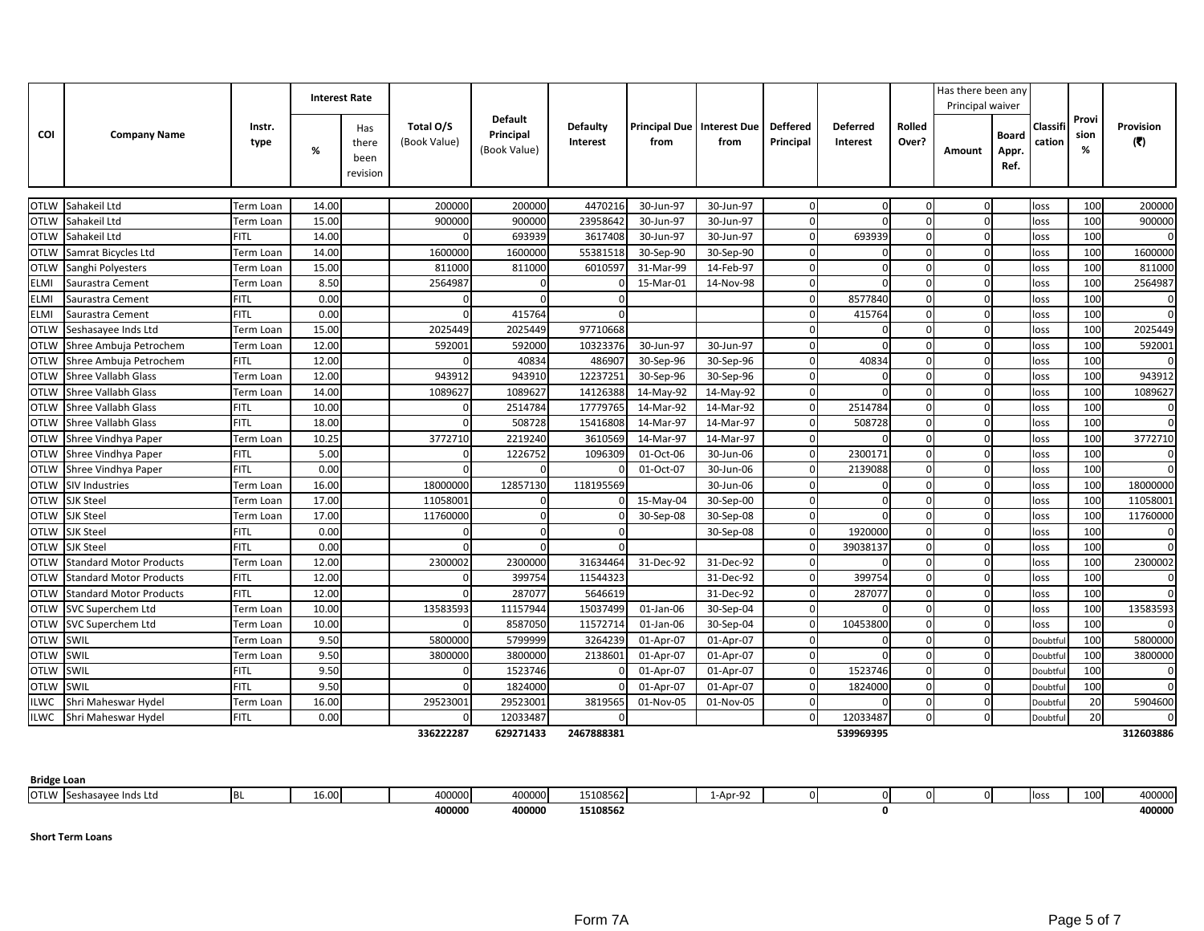| COI | Company Name | Instr. type | Interest Rate | | Total O/S (Book Value) | Default Principal (Book Value) | Defaulty Interest | Principal Due from | Interest Due from | Deffered Principal | Deferred Interest | Rolled Over? | Has there been any Principal waiver | | Classification | Provision % | Provision (₹) |
|---|---|---|---|---|---|---|---|---|---|---|---|---|---|---|---|---|---|
| | | | % | Has there been revision | | | | | | | | | Amount | Board Appr. Ref. | | | |
| OTLW | Sahakeil Ltd | Term Loan | 14.00 | | 200000 | 200000 | 4470216 | 30-Jun-97 | 30-Jun-97 | 0 | 0 | 0 | 0 | | loss | 100 | 200000 |
| OTLW | Sahakeil Ltd | Term Loan | 15.00 | | 900000 | 900000 | 23958642 | 30-Jun-97 | 30-Jun-97 | 0 | 0 | 0 | 0 | | loss | 100 | 900000 |
| OTLW | Sahakeil Ltd | FITL | 14.00 | | 0 | 693939 | 3617408 | 30-Jun-97 | 30-Jun-97 | 0 | 693939 | 0 | 0 | | loss | 100 | 0 |
| OTLW | Samrat Bicycles Ltd | Term Loan | 14.00 | | 1600000 | 1600000 | 55381518 | 30-Sep-90 | 30-Sep-90 | 0 | 0 | 0 | 0 | | loss | 100 | 1600000 |
| OTLW | Sanghi Polyesters | Term Loan | 15.00 | | 811000 | 811000 | 6010597 | 31-Mar-99 | 14-Feb-97 | 0 | 0 | 0 | 0 | | loss | 100 | 811000 |
| ELMI | Saurastra Cement | Term Loan | 8.50 | | 2564987 | 0 | 0 | 15-Mar-01 | 14-Nov-98 | 0 | 0 | 0 | 0 | | loss | 100 | 2564987 |
| ELMI | Saurastra Cement | FITL | 0.00 | | 0 | 0 | 0 | | | 0 | 8577840 | 0 | 0 | | loss | 100 | 0 |
| ELMI | Saurastra Cement | FITL | 0.00 | | 0 | 415764 | 0 | | | 0 | 415764 | 0 | 0 | | loss | 100 | 0 |
| OTLW | Seshasayee Inds Ltd | Term Loan | 15.00 | | 2025449 | 2025449 | 97710668 | | | 0 | 0 | 0 | 0 | | loss | 100 | 2025449 |
| OTLW | Shree Ambuja Petrochem | Term Loan | 12.00 | | 592001 | 592000 | 10323376 | 30-Jun-97 | 30-Jun-97 | 0 | 0 | 0 | 0 | | loss | 100 | 592001 |
| OTLW | Shree Ambuja Petrochem | FITL | 12.00 | | 0 | 40834 | 486907 | 30-Sep-96 | 30-Sep-96 | 0 | 40834 | 0 | 0 | | loss | 100 | 0 |
| OTLW | Shree Vallabh Glass | Term Loan | 12.00 | | 943912 | 943910 | 12237251 | 30-Sep-96 | 30-Sep-96 | 0 | 0 | 0 | 0 | | loss | 100 | 943912 |
| OTLW | Shree Vallabh Glass | Term Loan | 14.00 | | 1089627 | 1089627 | 14126388 | 14-May-92 | 14-May-92 | 0 | 0 | 0 | 0 | | loss | 100 | 1089627 |
| OTLW | Shree Vallabh Glass | FITL | 10.00 | | 0 | 2514784 | 17779765 | 14-Mar-92 | 14-Mar-92 | 0 | 2514784 | 0 | 0 | | loss | 100 | 0 |
| OTLW | Shree Vallabh Glass | FITL | 18.00 | | 0 | 508728 | 15416808 | 14-Mar-97 | 14-Mar-97 | 0 | 508728 | 0 | 0 | | loss | 100 | 0 |
| OTLW | Shree Vindhya Paper | Term Loan | 10.25 | | 3772710 | 2219240 | 3610569 | 14-Mar-97 | 14-Mar-97 | 0 | 0 | 0 | 0 | | loss | 100 | 3772710 |
| OTLW | Shree Vindhya Paper | FITL | 5.00 | | 0 | 1226752 | 1096309 | 01-Oct-06 | 30-Jun-06 | 0 | 2300171 | 0 | 0 | | loss | 100 | 0 |
| OTLW | Shree Vindhya Paper | FITL | 0.00 | | 0 | 0 | 0 | 01-Oct-07 | 30-Jun-06 | 0 | 2139088 | 0 | 0 | | loss | 100 | 0 |
| OTLW | SIV Industries | Term Loan | 16.00 | | 18000000 | 12857130 | 118195569 | | 30-Jun-06 | 0 | 0 | 0 | 0 | | loss | 100 | 18000000 |
| OTLW | SJK Steel | Term Loan | 17.00 | | 11058001 | 0 | 0 | 15-May-04 | 30-Sep-00 | 0 | 0 | 0 | 0 | | loss | 100 | 11058001 |
| OTLW | SJK Steel | Term Loan | 17.00 | | 11760000 | 0 | 0 | 30-Sep-08 | 30-Sep-08 | 0 | 0 | 0 | 0 | | loss | 100 | 11760000 |
| OTLW | SJK Steel | FITL | 0.00 | | 0 | 0 | 0 | | 30-Sep-08 | 0 | 1920000 | 0 | 0 | | loss | 100 | 0 |
| OTLW | SJK Steel | FITL | 0.00 | | 0 | 0 | 0 | | | 0 | 39038137 | 0 | 0 | | loss | 100 | 0 |
| OTLW | Standard Motor Products | Term Loan | 12.00 | | 2300002 | 2300000 | 31634464 | 31-Dec-92 | 31-Dec-92 | 0 | 0 | 0 | 0 | | loss | 100 | 2300002 |
| OTLW | Standard Motor Products | FITL | 12.00 | | 0 | 399754 | 11544323 | | 31-Dec-92 | 0 | 399754 | 0 | 0 | | loss | 100 | 0 |
| OTLW | Standard Motor Products | FITL | 12.00 | | 0 | 287077 | 5646619 | | 31-Dec-92 | 0 | 287077 | 0 | 0 | | loss | 100 | 0 |
| OTLW | SVC Superchem Ltd | Term Loan | 10.00 | | 13583593 | 11157944 | 15037499 | 01-Jan-06 | 30-Sep-04 | 0 | 0 | 0 | 0 | | loss | 100 | 13583593 |
| OTLW | SVC Superchem Ltd | Term Loan | 10.00 | | 0 | 8587050 | 11572714 | 01-Jan-06 | 30-Sep-04 | 0 | 10453800 | 0 | 0 | | loss | 100 | 0 |
| OTLW | SWIL | Term Loan | 9.50 | | 5800000 | 5799999 | 3264239 | 01-Apr-07 | 01-Apr-07 | 0 | 0 | 0 | 0 | | Doubtful | 100 | 5800000 |
| OTLW | SWIL | Term Loan | 9.50 | | 3800000 | 3800000 | 2138601 | 01-Apr-07 | 01-Apr-07 | 0 | 0 | 0 | 0 | | Doubtful | 100 | 3800000 |
| OTLW | SWIL | FITL | 9.50 | | 0 | 1523746 | 0 | 01-Apr-07 | 01-Apr-07 | 0 | 1523746 | 0 | 0 | | Doubtful | 100 | 0 |
| OTLW | SWIL | FITL | 9.50 | | 0 | 1824000 | 0 | 01-Apr-07 | 01-Apr-07 | 0 | 1824000 | 0 | 0 | | Doubtful | 100 | 0 |
| ILWC | Shri Maheswar Hydel | Term Loan | 16.00 | | 29523001 | 29523001 | 3819565 | 01-Nov-05 | 01-Nov-05 | 0 | 0 | 0 | 0 | | Doubtful | 20 | 5904600 |
| ILWC | Shri Maheswar Hydel | FITL | 0.00 | | 0 | 12033487 | 0 | | | 0 | 12033487 | 0 | 0 | | Doubtful | 20 | 0 |
| | | | | | **336222287** | **629271433** | **2467888381** | | | | **539969395** | | | | | | **312603886** |

**Bridge Loan**

| COI | Company Name | Instr. type | % | Has there been revision | Total O/S (Book Value) | Default Principal (Book Value) | Defaulty Interest | Principal Due from | Interest Due from | Deffered Principal | Deferred Interest | Rolled Over? | Amount | Board Appr. Ref. | Classification | Provision % | Provision (₹) |
|---|---|---|---|---|---|---|---|---|---|---|---|---|---|---|---|---|---|
| OTLW | Seshasayee Inds Ltd | BL | 16.00 | | 400000 | 400000 | 15108562 | | 1-Apr-92 | 0 | 0 | 0 | 0 | | loss | 100 | 400000 |
| | | | | | **400000** | **400000** | **15108562** | | | | **0** | | | | | | **400000** |

**Short Term Loans**

Form 7A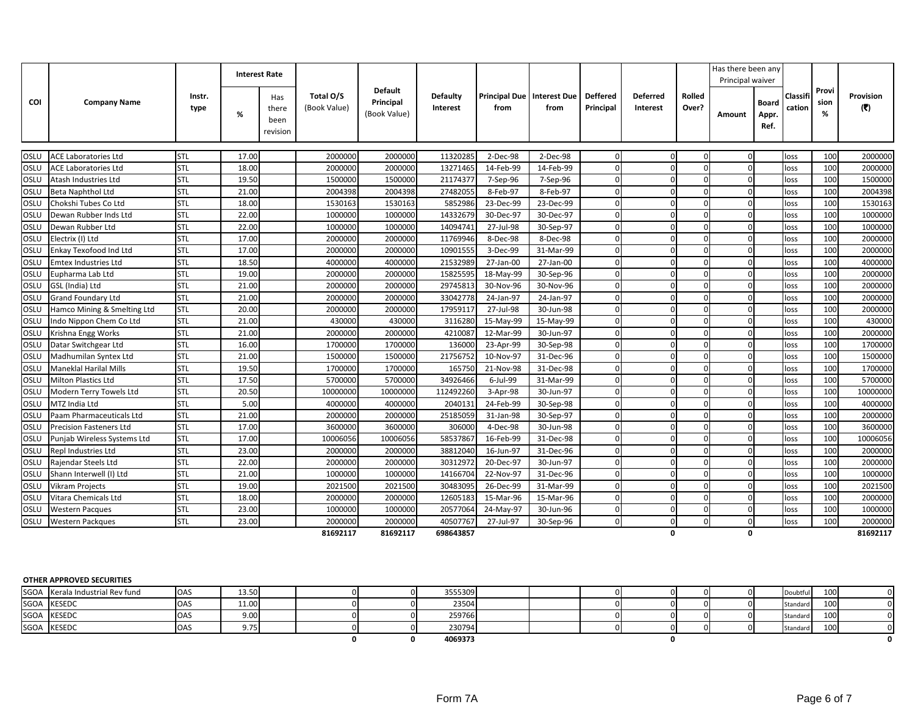| COI | Company Name | Instr. type | Interest Rate | | Total O/S (Book Value) | Default Principal (Book Value) | Defaulty Interest | Principal Due from | Interest Due from | Deffered Principal | Deferred Interest | Rolled Over? | Has there been any Principal waiver | | Classification | Provision % | Provision (₹) |
|---|---|---|---|---|---|---|---|---|---|---|---|---|---|---|---|---|---|
| | | | % | Has there been revision | | | | | | | | | Amount | Board Appr. Ref. | | | |
| OSLU | ACE Laboratories Ltd | STL | 17.00 | | 2000000 | 2000000 | 11320285 | 2-Dec-98 | 2-Dec-98 | 0 | 0 | 0 | 0 | | loss | 100 | 2000000 |
| OSLU | ACE Laboratories Ltd | STL | 18.00 | | 2000000 | 2000000 | 13271465 | 14-Feb-99 | 14-Feb-99 | 0 | 0 | 0 | 0 | | loss | 100 | 2000000 |
| OSLU | Atash Industries Ltd | STL | 19.50 | | 1500000 | 1500000 | 21174377 | 7-Sep-96 | 7-Sep-96 | 0 | 0 | 0 | 0 | | loss | 100 | 1500000 |
| OSLU | Beta Naphthol Ltd | STL | 21.00 | | 2004398 | 2004398 | 27482055 | 8-Feb-97 | 8-Feb-97 | 0 | 0 | 0 | 0 | | loss | 100 | 2004398 |
| OSLU | Chokshi Tubes Co Ltd | STL | 18.00 | | 1530163 | 1530163 | 5852986 | 23-Dec-99 | 23-Dec-99 | 0 | 0 | 0 | 0 | | loss | 100 | 1530163 |
| OSLU | Dewan Rubber Inds Ltd | STL | 22.00 | | 1000000 | 1000000 | 14332679 | 30-Dec-97 | 30-Dec-97 | 0 | 0 | 0 | 0 | | loss | 100 | 1000000 |
| OSLU | Dewan Rubber Ltd | STL | 22.00 | | 1000000 | 1000000 | 14094741 | 27-Jul-98 | 30-Sep-97 | 0 | 0 | 0 | 0 | | loss | 100 | 1000000 |
| OSLU | Electrix (I) Ltd | STL | 17.00 | | 2000000 | 2000000 | 11769946 | 8-Dec-98 | 8-Dec-98 | 0 | 0 | 0 | 0 | | loss | 100 | 2000000 |
| OSLU | Enkay Texofood Ind Ltd | STL | 17.00 | | 2000000 | 2000000 | 10901555 | 3-Dec-99 | 31-Mar-99 | 0 | 0 | 0 | 0 | | loss | 100 | 2000000 |
| OSLU | Emtex Industries Ltd | STL | 18.50 | | 4000000 | 4000000 | 21532989 | 27-Jan-00 | 27-Jan-00 | 0 | 0 | 0 | 0 | | loss | 100 | 4000000 |
| OSLU | Eupharma Lab Ltd | STL | 19.00 | | 2000000 | 2000000 | 15825595 | 18-May-99 | 30-Sep-96 | 0 | 0 | 0 | 0 | | loss | 100 | 2000000 |
| OSLU | GSL (India) Ltd | STL | 21.00 | | 2000000 | 2000000 | 29745813 | 30-Nov-96 | 30-Nov-96 | 0 | 0 | 0 | 0 | | loss | 100 | 2000000 |
| OSLU | Grand Foundary Ltd | STL | 21.00 | | 2000000 | 2000000 | 33042778 | 24-Jan-97 | 24-Jan-97 | 0 | 0 | 0 | 0 | | loss | 100 | 2000000 |
| OSLU | Hamco Mining & Smelting Ltd | STL | 20.00 | | 2000000 | 2000000 | 17959117 | 27-Jul-98 | 30-Jun-98 | 0 | 0 | 0 | 0 | | loss | 100 | 2000000 |
| OSLU | Indo Nippon Chem Co Ltd | STL | 21.00 | | 430000 | 430000 | 3116280 | 15-May-99 | 15-May-99 | 0 | 0 | 0 | 0 | | loss | 100 | 430000 |
| OSLU | Krishna Engg Works | STL | 21.00 | | 2000000 | 2000000 | 4210087 | 12-Mar-99 | 30-Jun-97 | 0 | 0 | 0 | 0 | | loss | 100 | 2000000 |
| OSLU | Datar Switchgear Ltd | STL | 16.00 | | 1700000 | 1700000 | 136000 | 23-Apr-99 | 30-Sep-98 | 0 | 0 | 0 | 0 | | loss | 100 | 1700000 |
| OSLU | Madhumilan Syntex Ltd | STL | 21.00 | | 1500000 | 1500000 | 21756752 | 10-Nov-97 | 31-Dec-96 | 0 | 0 | 0 | 0 | | loss | 100 | 1500000 |
| OSLU | Maneklal Harilal Mills | STL | 19.50 | | 1700000 | 1700000 | 165750 | 21-Nov-98 | 31-Dec-98 | 0 | 0 | 0 | 0 | | loss | 100 | 1700000 |
| OSLU | Milton Plastics Ltd | STL | 17.50 | | 5700000 | 5700000 | 34926466 | 6-Jul-99 | 31-Mar-99 | 0 | 0 | 0 | 0 | | loss | 100 | 5700000 |
| OSLU | Modern Terry Towels Ltd | STL | 20.50 | | 10000000 | 10000000 | 112492260 | 3-Apr-98 | 30-Jun-97 | 0 | 0 | 0 | 0 | | loss | 100 | 10000000 |
| OSLU | MTZ India Ltd | STL | 5.00 | | 4000000 | 4000000 | 2040131 | 24-Feb-99 | 30-Sep-98 | 0 | 0 | 0 | 0 | | loss | 100 | 4000000 |
| OSLU | Paam Pharmaceuticals Ltd | STL | 21.00 | | 2000000 | 2000000 | 25185059 | 31-Jan-98 | 30-Sep-97 | 0 | 0 | 0 | 0 | | loss | 100 | 2000000 |
| OSLU | Precision Fasteners Ltd | STL | 17.00 | | 3600000 | 3600000 | 306000 | 4-Dec-98 | 30-Jun-98 | 0 | 0 | 0 | 0 | | loss | 100 | 3600000 |
| OSLU | Punjab Wireless Systems Ltd | STL | 17.00 | | 10006056 | 10006056 | 58537867 | 16-Feb-99 | 31-Dec-98 | 0 | 0 | 0 | 0 | | loss | 100 | 10006056 |
| OSLU | Repl Industries Ltd | STL | 23.00 | | 2000000 | 2000000 | 38812040 | 16-Jun-97 | 31-Dec-96 | 0 | 0 | 0 | 0 | | loss | 100 | 2000000 |
| OSLU | Rajendar Steels Ltd | STL | 22.00 | | 2000000 | 2000000 | 30312972 | 20-Dec-97 | 30-Jun-97 | 0 | 0 | 0 | 0 | | loss | 100 | 2000000 |
| OSLU | Shann Interwell (I) Ltd | STL | 21.00 | | 1000000 | 1000000 | 14166704 | 22-Nov-97 | 31-Dec-96 | 0 | 0 | 0 | 0 | | loss | 100 | 1000000 |
| OSLU | Vikram Projects | STL | 19.00 | | 2021500 | 2021500 | 30483095 | 26-Dec-99 | 31-Mar-99 | 0 | 0 | 0 | 0 | | loss | 100 | 2021500 |
| OSLU | Vitara Chemicals Ltd | STL | 18.00 | | 2000000 | 2000000 | 12605183 | 15-Mar-96 | 15-Mar-96 | 0 | 0 | 0 | 0 | | loss | 100 | 2000000 |
| OSLU | Western Pacques | STL | 23.00 | | 1000000 | 1000000 | 20577064 | 24-May-97 | 30-Jun-96 | 0 | 0 | 0 | 0 | | loss | 100 | 1000000 |
| OSLU | Western Packques | STL | 23.00 | | 2000000 | 2000000 | 40507767 | 27-Jul-97 | 30-Sep-96 | 0 | 0 | 0 | 0 | | loss | 100 | 2000000 |
| | | | | | **81692117** | **81692117** | **698643857** | | | | **0** | | **0** | | | | **81692117** |

**OTHER APPROVED SECURITIES**

| COI | Company Name | Instr. type | % | Has there been revision | Total O/S (Book Value) | Default Principal (Book Value) | Defaulty Interest | Principal Due from | Interest Due from | Deffered Principal | Deferred Interest | Rolled Over? | Amount | Board Appr. Ref. | Classification | Provision % | Provision (₹) |
|---|---|---|---|---|---|---|---|---|---|---|---|---|---|---|---|---|---|
| SGOA | Kerala Industrial Rev fund | OAS | 13.50 | | 0 | 0 | 3555309 | | | 0 | 0 | 0 | 0 | | Doubtful | 100 | 0 |
| SGOA | KESEDC | OAS | 11.00 | | 0 | 0 | 23504 | | | 0 | 0 | 0 | 0 | | Standard | 100 | 0 |
| SGOA | KESEDC | OAS | 9.00 | | 0 | 0 | 259766 | | | 0 | 0 | 0 | 0 | | Standard | 100 | 0 |
| SGOA | KESEDC | OAS | 9.75 | | 0 | 0 | 230794 | | | 0 | 0 | 0 | 0 | | Standard | 100 | 0 |
| | | | | | **0** | **0** | **4069373** | | | | **0** | | | | | | **0** |

Form 7A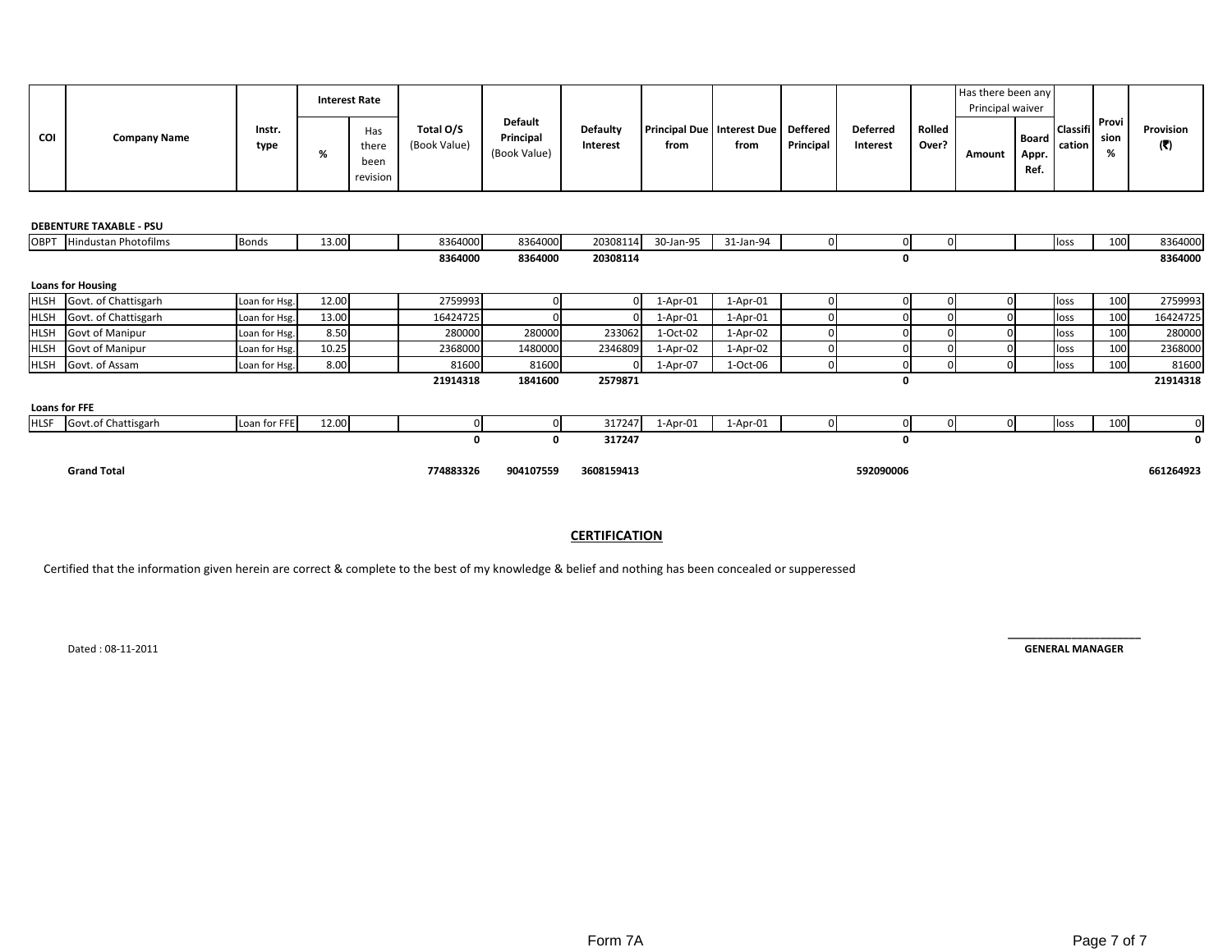| COI | Company Name | Instr. type | Interest Rate | | Total O/S (Book Value) | Default Principal (Book Value) | Defaulty Interest | Principal Due from | Interest Due from | Deffered Principal | Deferred Interest | Rolled Over? | Has there been any Principal waiver | | Classification | Provision % | Provision (₹) |
|---|---|---|---|---|---|---|---|---|---|---|---|---|---|---|---|---|---|
| | | | % | Has there been revision | | | | | | | | | Amount | Board Appr. Ref. | | | |
| **DEBENTURE TAXABLE - PSU** | | | | | | | | | | | | | | | | | |
| OBPT | Hindustan Photofilms | Bonds | 13.00 | | 8364000 | 8364000 | 20308114 | 30-Jan-95 | 31-Jan-94 | 0 | 0 | 0 | | | loss | 100 | 8364000 |
| | | | | | **8364000** | **8364000** | **20308114** | | | | **0** | | | | | | **8364000** |
| **Loans for Housing** | | | | | | | | | | | | | | | | | |
| HLSH | Govt. of Chattisgarh | Loan for Hsg. | 12.00 | | 2759993 | 0 | 0 | 1-Apr-01 | 1-Apr-01 | 0 | 0 | 0 | 0 | | loss | 100 | 2759993 |
| HLSH | Govt. of Chattisgarh | Loan for Hsg. | 13.00 | | 16424725 | 0 | 0 | 1-Apr-01 | 1-Apr-01 | 0 | 0 | 0 | 0 | | loss | 100 | 16424725 |
| HLSH | Govt of Manipur | Loan for Hsg. | 8.50 | | 280000 | 280000 | 233062 | 1-Oct-02 | 1-Apr-02 | 0 | 0 | 0 | 0 | | loss | 100 | 280000 |
| HLSH | Govt of Manipur | Loan for Hsg. | 10.25 | | 2368000 | 1480000 | 2346809 | 1-Apr-02 | 1-Apr-02 | 0 | 0 | 0 | 0 | | loss | 100 | 2368000 |
| HLSH | Govt. of Assam | Loan for Hsg. | 8.00 | | 81600 | 81600 | 0 | 1-Apr-07 | 1-Oct-06 | 0 | 0 | 0 | 0 | | loss | 100 | 81600 |
| | | | | | **21914318** | **1841600** | **2579871** | | | | **0** | | | | | | **21914318** |
| **Loans for FFE** | | | | | | | | | | | | | | | | | |
| HLSF | Govt.of Chattisgarh | Loan for FFE | 12.00 | | 0 | 0 | 317247 | 1-Apr-01 | 1-Apr-01 | 0 | 0 | 0 | 0 | | loss | 100 | 0 |
| | | | | | **0** | **0** | **317247** | | | | **0** | | | | | | **0** |
| | **Grand Total** | | | | **774883326** | **904107559** | **3608159413** | | | | **592090006** | | | | | | **661264923** |

## CERTIFICATION

Certified that the information given herein are correct & complete to the best of my knowledge & belief and nothing has been concealed or supperessed

Dated : 08-11-2011

**GENERAL MANAGER**

Form 7A